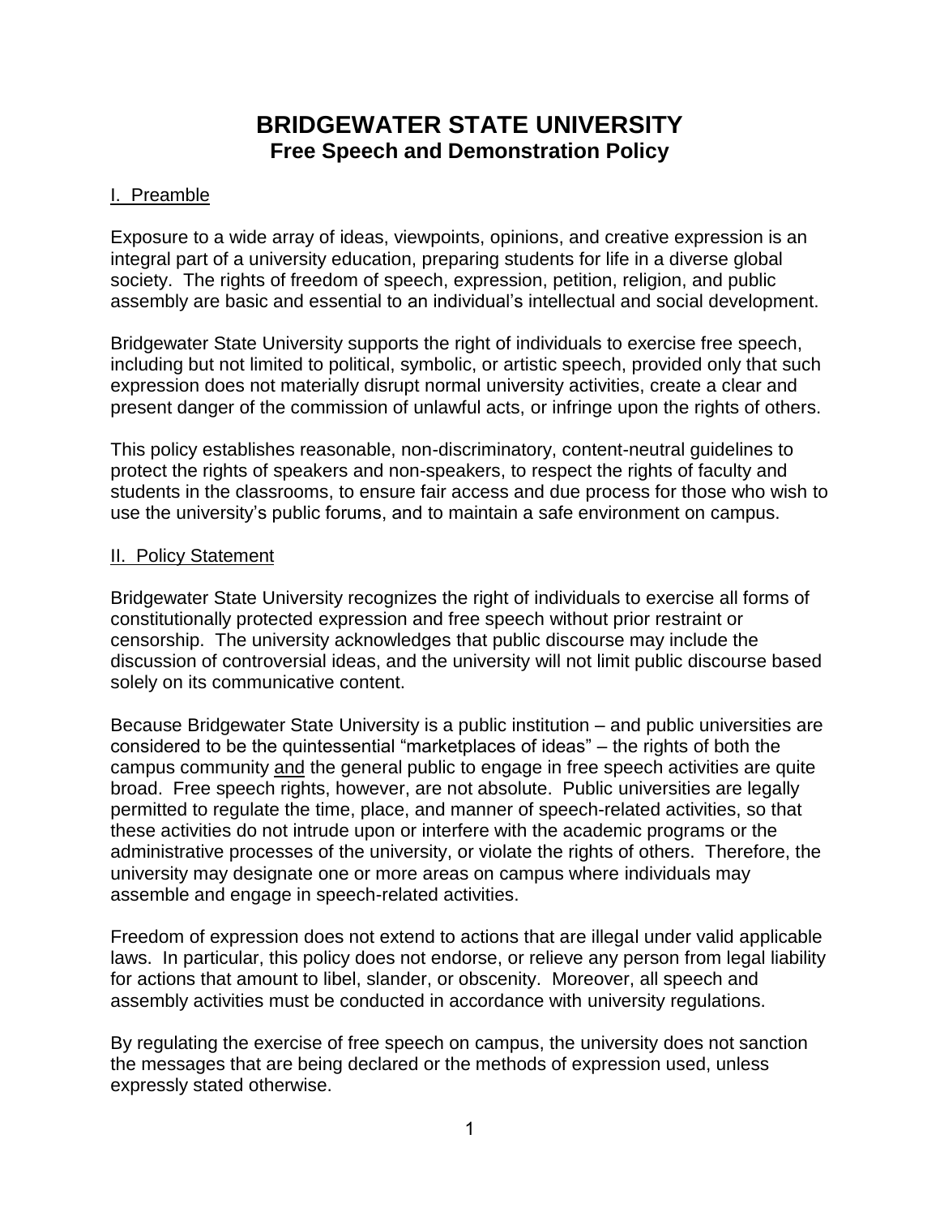# BRIDGEWATER STATE UNIVERSITY
## Free Speech and Demonstration Policy

### I. Preamble

Exposure to a wide array of ideas, viewpoints, opinions, and creative expression is an integral part of a university education, preparing students for life in a diverse global society. The rights of freedom of speech, expression, petition, religion, and public assembly are basic and essential to an individual's intellectual and social development.

Bridgewater State University supports the right of individuals to exercise free speech, including but not limited to political, symbolic, or artistic speech, provided only that such expression does not materially disrupt normal university activities, create a clear and present danger of the commission of unlawful acts, or infringe upon the rights of others.

This policy establishes reasonable, non-discriminatory, content-neutral guidelines to protect the rights of speakers and non-speakers, to respect the rights of faculty and students in the classrooms, to ensure fair access and due process for those who wish to use the university's public forums, and to maintain a safe environment on campus.

### II. Policy Statement

Bridgewater State University recognizes the right of individuals to exercise all forms of constitutionally protected expression and free speech without prior restraint or censorship. The university acknowledges that public discourse may include the discussion of controversial ideas, and the university will not limit public discourse based solely on its communicative content.

Because Bridgewater State University is a public institution – and public universities are considered to be the quintessential "marketplaces of ideas" – the rights of both the campus community and the general public to engage in free speech activities are quite broad. Free speech rights, however, are not absolute. Public universities are legally permitted to regulate the time, place, and manner of speech-related activities, so that these activities do not intrude upon or interfere with the academic programs or the administrative processes of the university, or violate the rights of others. Therefore, the university may designate one or more areas on campus where individuals may assemble and engage in speech-related activities.

Freedom of expression does not extend to actions that are illegal under valid applicable laws. In particular, this policy does not endorse, or relieve any person from legal liability for actions that amount to libel, slander, or obscenity. Moreover, all speech and assembly activities must be conducted in accordance with university regulations.

By regulating the exercise of free speech on campus, the university does not sanction the messages that are being declared or the methods of expression used, unless expressly stated otherwise.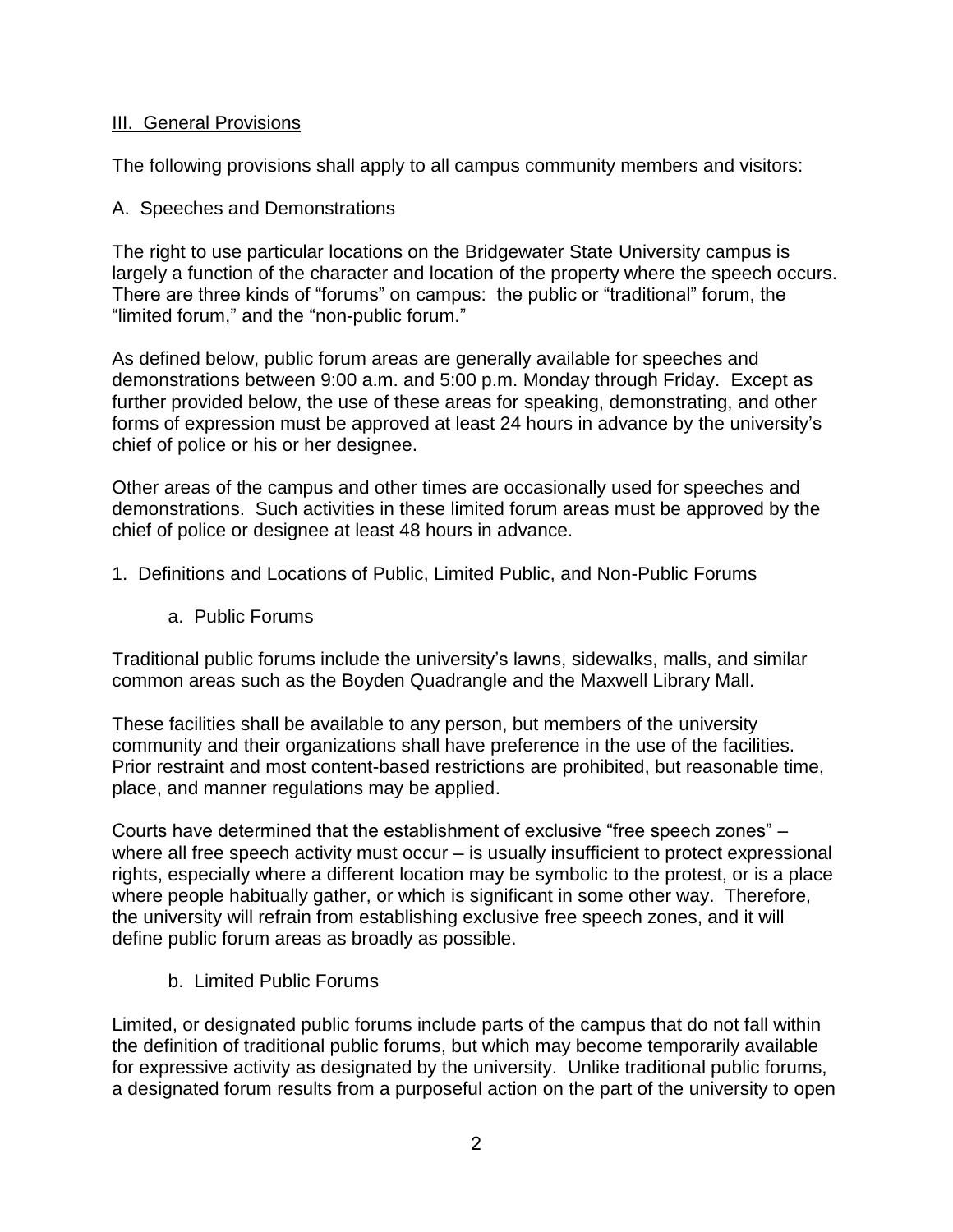## III. General Provisions

The following provisions shall apply to all campus community members and visitors:

### A. Speeches and Demonstrations

The right to use particular locations on the Bridgewater State University campus is largely a function of the character and location of the property where the speech occurs. There are three kinds of "forums" on campus: the public or "traditional" forum, the "limited forum," and the "non-public forum."

As defined below, public forum areas are generally available for speeches and demonstrations between 9:00 a.m. and 5:00 p.m. Monday through Friday. Except as further provided below, the use of these areas for speaking, demonstrating, and other forms of expression must be approved at least 24 hours in advance by the university's chief of police or his or her designee.

Other areas of the campus and other times are occasionally used for speeches and demonstrations. Such activities in these limited forum areas must be approved by the chief of police or designee at least 48 hours in advance.

1. Definitions and Locations of Public, Limited Public, and Non-Public Forums

    a. Public Forums

Traditional public forums include the university's lawns, sidewalks, malls, and similar common areas such as the Boyden Quadrangle and the Maxwell Library Mall.

These facilities shall be available to any person, but members of the university community and their organizations shall have preference in the use of the facilities. Prior restraint and most content-based restrictions are prohibited, but reasonable time, place, and manner regulations may be applied.

Courts have determined that the establishment of exclusive "free speech zones" – where all free speech activity must occur – is usually insufficient to protect expressional rights, especially where a different location may be symbolic to the protest, or is a place where people habitually gather, or which is significant in some other way. Therefore, the university will refrain from establishing exclusive free speech zones, and it will define public forum areas as broadly as possible.

    b. Limited Public Forums

Limited, or designated public forums include parts of the campus that do not fall within the definition of traditional public forums, but which may become temporarily available for expressive activity as designated by the university. Unlike traditional public forums, a designated forum results from a purposeful action on the part of the university to open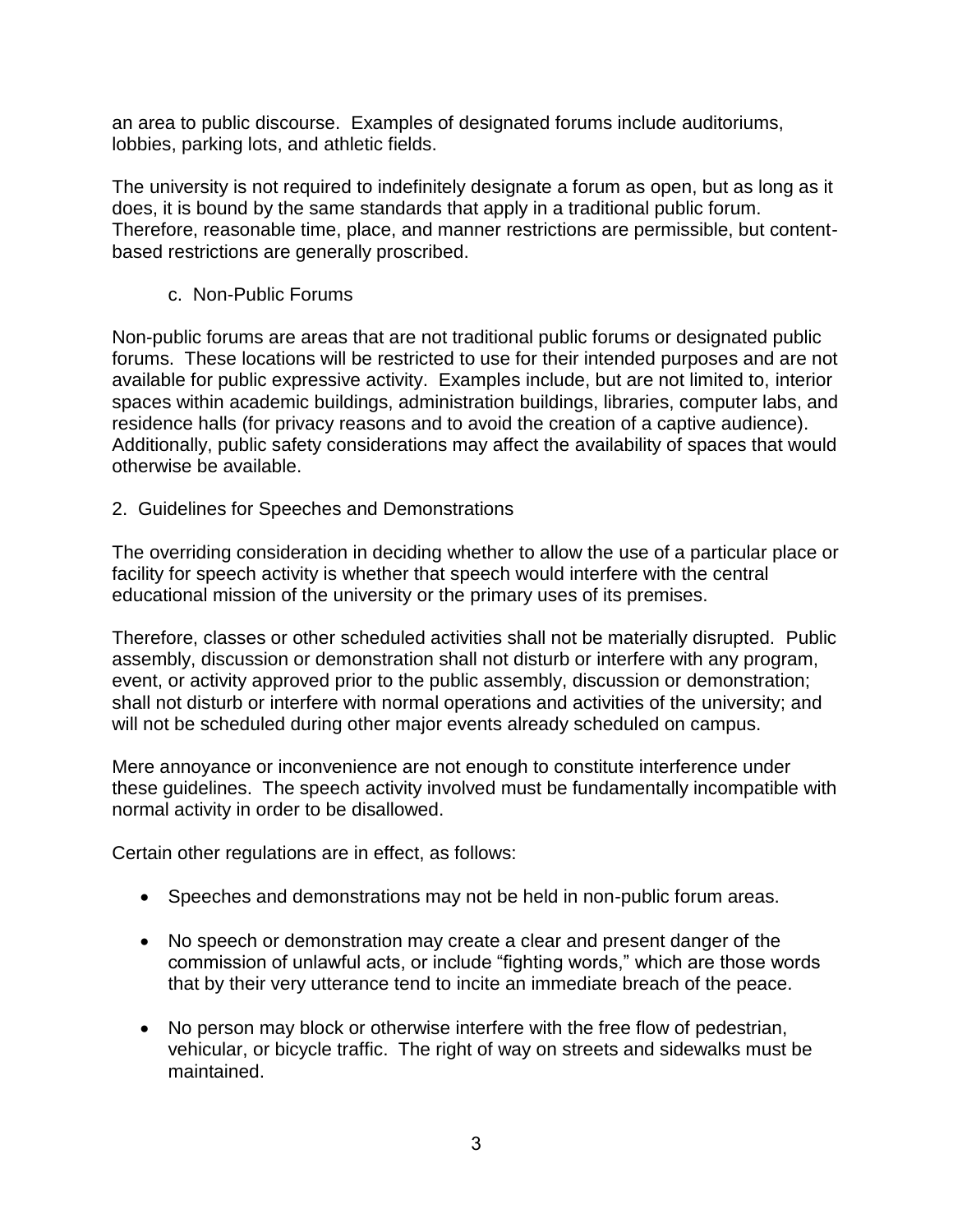an area to public discourse. Examples of designated forums include auditoriums, lobbies, parking lots, and athletic fields.

The university is not required to indefinitely designate a forum as open, but as long as it does, it is bound by the same standards that apply in a traditional public forum. Therefore, reasonable time, place, and manner restrictions are permissible, but content-based restrictions are generally proscribed.

### c. Non-Public Forums

Non-public forums are areas that are not traditional public forums or designated public forums. These locations will be restricted to use for their intended purposes and are not available for public expressive activity. Examples include, but are not limited to, interior spaces within academic buildings, administration buildings, libraries, computer labs, and residence halls (for privacy reasons and to avoid the creation of a captive audience). Additionally, public safety considerations may affect the availability of spaces that would otherwise be available.

## 2. Guidelines for Speeches and Demonstrations

The overriding consideration in deciding whether to allow the use of a particular place or facility for speech activity is whether that speech would interfere with the central educational mission of the university or the primary uses of its premises.

Therefore, classes or other scheduled activities shall not be materially disrupted. Public assembly, discussion or demonstration shall not disturb or interfere with any program, event, or activity approved prior to the public assembly, discussion or demonstration; shall not disturb or interfere with normal operations and activities of the university; and will not be scheduled during other major events already scheduled on campus.

Mere annoyance or inconvenience are not enough to constitute interference under these guidelines. The speech activity involved must be fundamentally incompatible with normal activity in order to be disallowed.

Certain other regulations are in effect, as follows:

- Speeches and demonstrations may not be held in non-public forum areas.
- No speech or demonstration may create a clear and present danger of the commission of unlawful acts, or include "fighting words," which are those words that by their very utterance tend to incite an immediate breach of the peace.
- No person may block or otherwise interfere with the free flow of pedestrian, vehicular, or bicycle traffic. The right of way on streets and sidewalks must be maintained.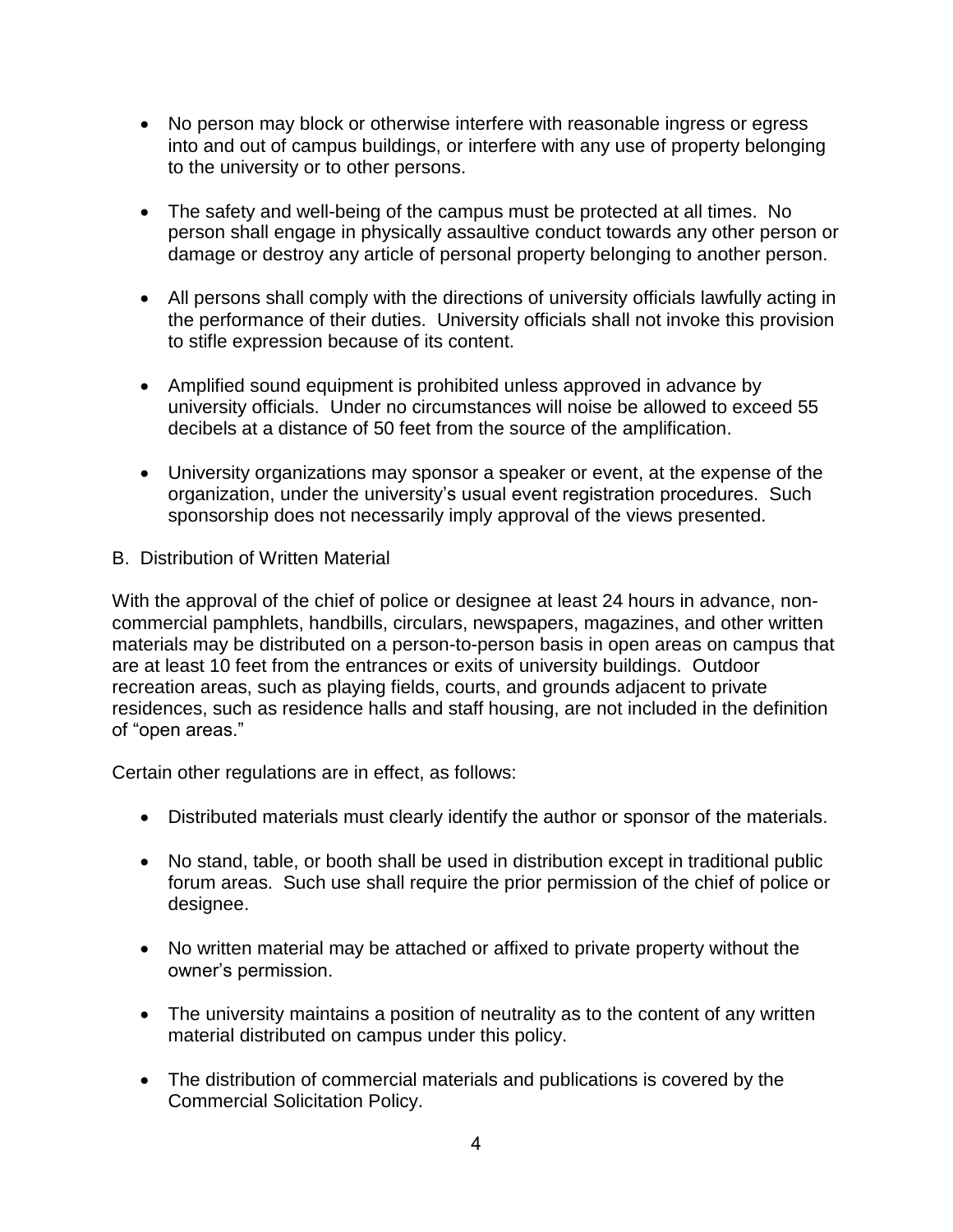- No person may block or otherwise interfere with reasonable ingress or egress into and out of campus buildings, or interfere with any use of property belonging to the university or to other persons.

- The safety and well-being of the campus must be protected at all times. No person shall engage in physically assaultive conduct towards any other person or damage or destroy any article of personal property belonging to another person.

- All persons shall comply with the directions of university officials lawfully acting in the performance of their duties. University officials shall not invoke this provision to stifle expression because of its content.

- Amplified sound equipment is prohibited unless approved in advance by university officials. Under no circumstances will noise be allowed to exceed 55 decibels at a distance of 50 feet from the source of the amplification.

- University organizations may sponsor a speaker or event, at the expense of the organization, under the university's usual event registration procedures. Such sponsorship does not necessarily imply approval of the views presented.

B. Distribution of Written Material

With the approval of the chief of police or designee at least 24 hours in advance, non-commercial pamphlets, handbills, circulars, newspapers, magazines, and other written materials may be distributed on a person-to-person basis in open areas on campus that are at least 10 feet from the entrances or exits of university buildings. Outdoor recreation areas, such as playing fields, courts, and grounds adjacent to private residences, such as residence halls and staff housing, are not included in the definition of "open areas."

Certain other regulations are in effect, as follows:

- Distributed materials must clearly identify the author or sponsor of the materials.

- No stand, table, or booth shall be used in distribution except in traditional public forum areas. Such use shall require the prior permission of the chief of police or designee.

- No written material may be attached or affixed to private property without the owner's permission.

- The university maintains a position of neutrality as to the content of any written material distributed on campus under this policy.

- The distribution of commercial materials and publications is covered by the Commercial Solicitation Policy.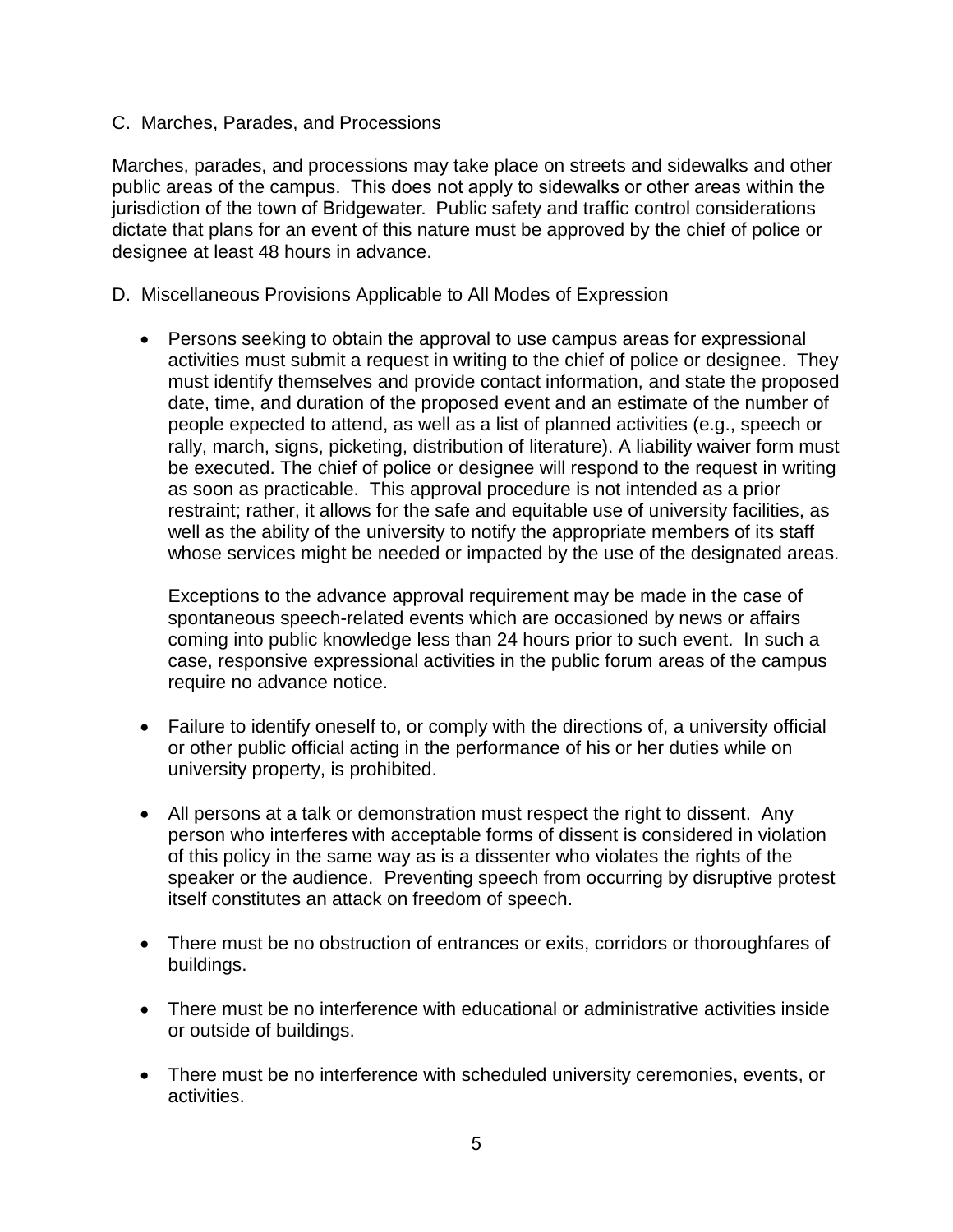C. Marches, Parades, and Processions

Marches, parades, and processions may take place on streets and sidewalks and other public areas of the campus. This does not apply to sidewalks or other areas within the jurisdiction of the town of Bridgewater. Public safety and traffic control considerations dictate that plans for an event of this nature must be approved by the chief of police or designee at least 48 hours in advance.

D. Miscellaneous Provisions Applicable to All Modes of Expression

- Persons seeking to obtain the approval to use campus areas for expressional activities must submit a request in writing to the chief of police or designee. They must identify themselves and provide contact information, and state the proposed date, time, and duration of the proposed event and an estimate of the number of people expected to attend, as well as a list of planned activities (e.g., speech or rally, march, signs, picketing, distribution of literature). A liability waiver form must be executed. The chief of police or designee will respond to the request in writing as soon as practicable. This approval procedure is not intended as a prior restraint; rather, it allows for the safe and equitable use of university facilities, as well as the ability of the university to notify the appropriate members of its staff whose services might be needed or impacted by the use of the designated areas.

  Exceptions to the advance approval requirement may be made in the case of spontaneous speech-related events which are occasioned by news or affairs coming into public knowledge less than 24 hours prior to such event. In such a case, responsive expressional activities in the public forum areas of the campus require no advance notice.

- Failure to identify oneself to, or comply with the directions of, a university official or other public official acting in the performance of his or her duties while on university property, is prohibited.

- All persons at a talk or demonstration must respect the right to dissent. Any person who interferes with acceptable forms of dissent is considered in violation of this policy in the same way as is a dissenter who violates the rights of the speaker or the audience. Preventing speech from occurring by disruptive protest itself constitutes an attack on freedom of speech.

- There must be no obstruction of entrances or exits, corridors or thoroughfares of buildings.

- There must be no interference with educational or administrative activities inside or outside of buildings.

- There must be no interference with scheduled university ceremonies, events, or activities.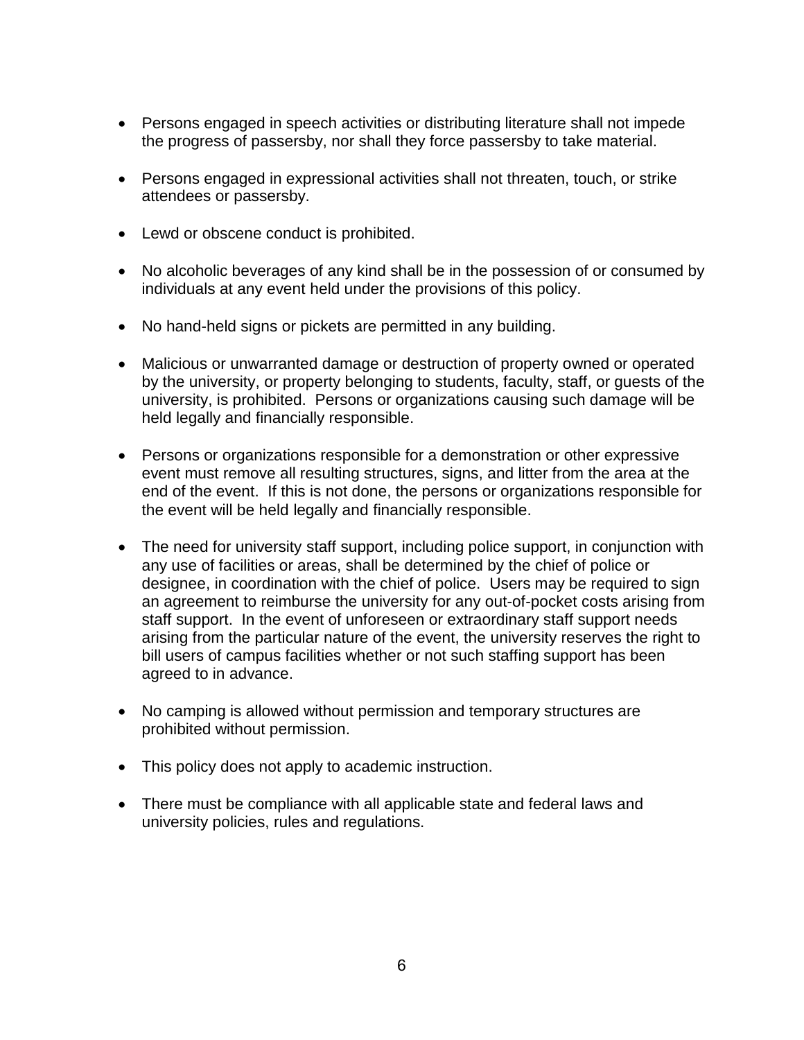- Persons engaged in speech activities or distributing literature shall not impede the progress of passersby, nor shall they force passersby to take material.

- Persons engaged in expressional activities shall not threaten, touch, or strike attendees or passersby.

- Lewd or obscene conduct is prohibited.

- No alcoholic beverages of any kind shall be in the possession of or consumed by individuals at any event held under the provisions of this policy.

- No hand-held signs or pickets are permitted in any building.

- Malicious or unwarranted damage or destruction of property owned or operated by the university, or property belonging to students, faculty, staff, or guests of the university, is prohibited. Persons or organizations causing such damage will be held legally and financially responsible.

- Persons or organizations responsible for a demonstration or other expressive event must remove all resulting structures, signs, and litter from the area at the end of the event. If this is not done, the persons or organizations responsible for the event will be held legally and financially responsible.

- The need for university staff support, including police support, in conjunction with any use of facilities or areas, shall be determined by the chief of police or designee, in coordination with the chief of police. Users may be required to sign an agreement to reimburse the university for any out-of-pocket costs arising from staff support. In the event of unforeseen or extraordinary staff support needs arising from the particular nature of the event, the university reserves the right to bill users of campus facilities whether or not such staffing support has been agreed to in advance.

- No camping is allowed without permission and temporary structures are prohibited without permission.

- This policy does not apply to academic instruction.

- There must be compliance with all applicable state and federal laws and university policies, rules and regulations.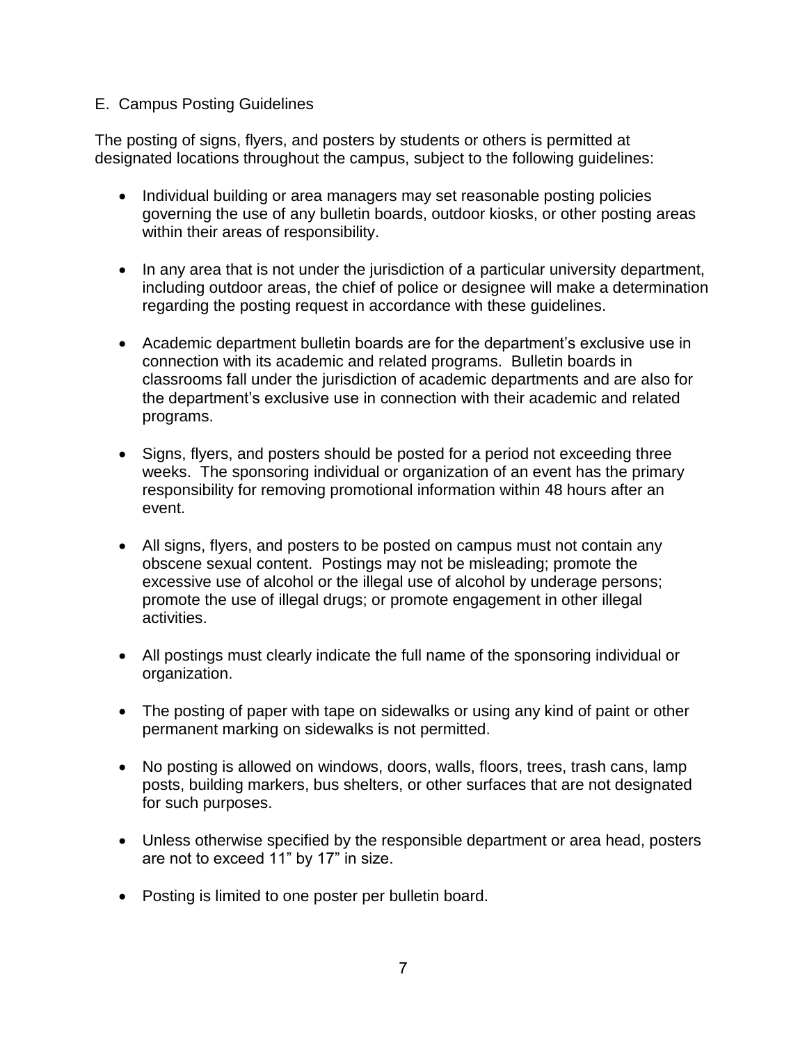## E. Campus Posting Guidelines

The posting of signs, flyers, and posters by students or others is permitted at designated locations throughout the campus, subject to the following guidelines:

- Individual building or area managers may set reasonable posting policies governing the use of any bulletin boards, outdoor kiosks, or other posting areas within their areas of responsibility.

- In any area that is not under the jurisdiction of a particular university department, including outdoor areas, the chief of police or designee will make a determination regarding the posting request in accordance with these guidelines.

- Academic department bulletin boards are for the department's exclusive use in connection with its academic and related programs. Bulletin boards in classrooms fall under the jurisdiction of academic departments and are also for the department's exclusive use in connection with their academic and related programs.

- Signs, flyers, and posters should be posted for a period not exceeding three weeks. The sponsoring individual or organization of an event has the primary responsibility for removing promotional information within 48 hours after an event.

- All signs, flyers, and posters to be posted on campus must not contain any obscene sexual content. Postings may not be misleading; promote the excessive use of alcohol or the illegal use of alcohol by underage persons; promote the use of illegal drugs; or promote engagement in other illegal activities.

- All postings must clearly indicate the full name of the sponsoring individual or organization.

- The posting of paper with tape on sidewalks or using any kind of paint or other permanent marking on sidewalks is not permitted.

- No posting is allowed on windows, doors, walls, floors, trees, trash cans, lamp posts, building markers, bus shelters, or other surfaces that are not designated for such purposes.

- Unless otherwise specified by the responsible department or area head, posters are not to exceed 11" by 17" in size.

- Posting is limited to one poster per bulletin board.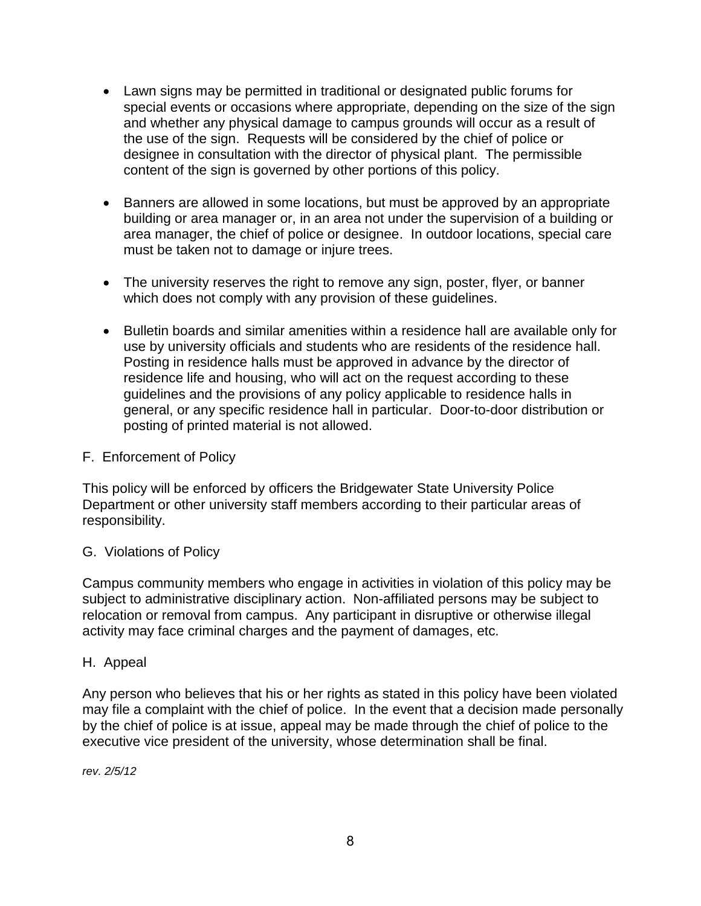- Lawn signs may be permitted in traditional or designated public forums for special events or occasions where appropriate, depending on the size of the sign and whether any physical damage to campus grounds will occur as a result of the use of the sign. Requests will be considered by the chief of police or designee in consultation with the director of physical plant. The permissible content of the sign is governed by other portions of this policy.

- Banners are allowed in some locations, but must be approved by an appropriate building or area manager or, in an area not under the supervision of a building or area manager, the chief of police or designee. In outdoor locations, special care must be taken not to damage or injure trees.

- The university reserves the right to remove any sign, poster, flyer, or banner which does not comply with any provision of these guidelines.

- Bulletin boards and similar amenities within a residence hall are available only for use by university officials and students who are residents of the residence hall. Posting in residence halls must be approved in advance by the director of residence life and housing, who will act on the request according to these guidelines and the provisions of any policy applicable to residence halls in general, or any specific residence hall in particular. Door-to-door distribution or posting of printed material is not allowed.

F. Enforcement of Policy

This policy will be enforced by officers the Bridgewater State University Police Department or other university staff members according to their particular areas of responsibility.

G. Violations of Policy

Campus community members who engage in activities in violation of this policy may be subject to administrative disciplinary action. Non-affiliated persons may be subject to relocation or removal from campus. Any participant in disruptive or otherwise illegal activity may face criminal charges and the payment of damages, etc.

H. Appeal

Any person who believes that his or her rights as stated in this policy have been violated may file a complaint with the chief of police. In the event that a decision made personally by the chief of police is at issue, appeal may be made through the chief of police to the executive vice president of the university, whose determination shall be final.

*rev. 2/5/12*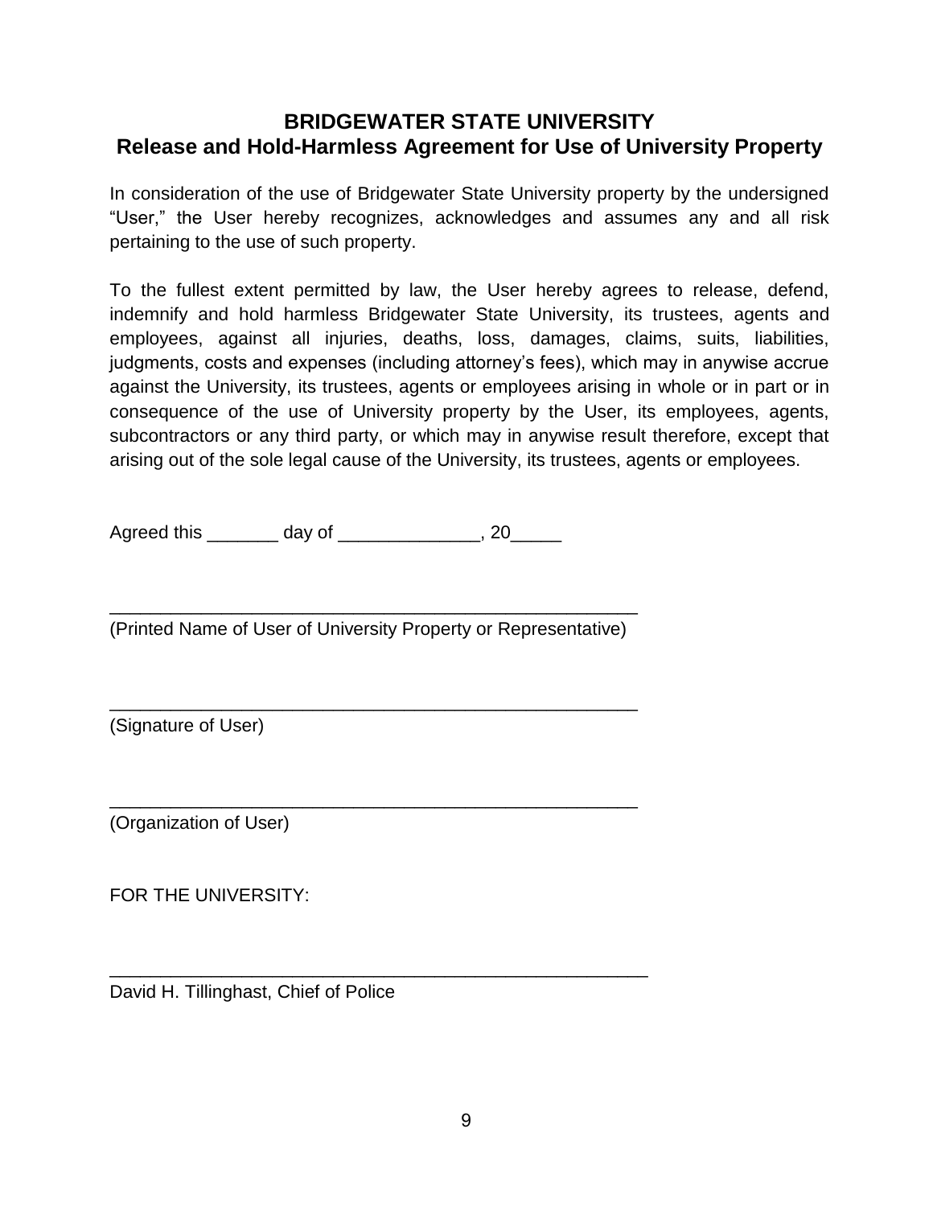# BRIDGEWATER STATE UNIVERSITY
## Release and Hold-Harmless Agreement for Use of University Property

In consideration of the use of Bridgewater State University property by the undersigned "User," the User hereby recognizes, acknowledges and assumes any and all risk pertaining to the use of such property.

To the fullest extent permitted by law, the User hereby agrees to release, defend, indemnify and hold harmless Bridgewater State University, its trustees, agents and employees, against all injuries, deaths, loss, damages, claims, suits, liabilities, judgments, costs and expenses (including attorney's fees), which may in anywise accrue against the University, its trustees, agents or employees arising in whole or in part or in consequence of the use of University property by the User, its employees, agents, subcontractors or any third party, or which may in anywise result therefore, except that arising out of the sole legal cause of the University, its trustees, agents or employees.

Agreed this _______ day of ______________, 20_____

_______________________________________________________
(Printed Name of User of University Property or Representative)

_______________________________________________________
(Signature of User)

_______________________________________________________
(Organization of User)

FOR THE UNIVERSITY:

_______________________________________________________
David H. Tillinghast, Chief of Police